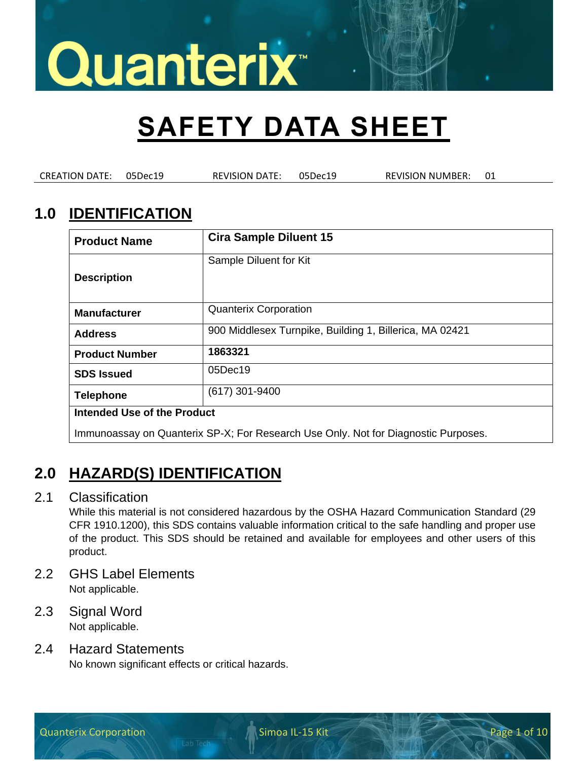# SAFETY DATA SHEET

CREATION DATE: 05Dec19 REVISION DATE: 05Dec19 REVISION NUMBER: 01

## 1.0 IDENTIFICATION

| **Product Name** | **Cira Sample Diluent 15** |
|---|---|
| **Description** | Sample Diluent for Kit |
| **Manufacturer** | Quanterix Corporation |
| **Address** | 900 Middlesex Turnpike, Building 1, Billerica, MA 02421 |
| **Product Number** | **1863321** |
| **SDS Issued** | 05Dec19 |
| **Telephone** | (617) 301-9400 |
| **Intended Use of the Product** | |
| Immunoassay on Quanterix SP-X; For Research Use Only. Not for Diagnostic Purposes. | |

## 2.0 HAZARD(S) IDENTIFICATION

### 2.1 Classification

While this material is not considered hazardous by the OSHA Hazard Communication Standard (29 CFR 1910.1200), this SDS contains valuable information critical to the safe handling and proper use of the product. This SDS should be retained and available for employees and other users of this product.

### 2.2 GHS Label Elements

Not applicable.

### 2.3 Signal Word

Not applicable.

### 2.4 Hazard Statements

No known significant effects or critical hazards.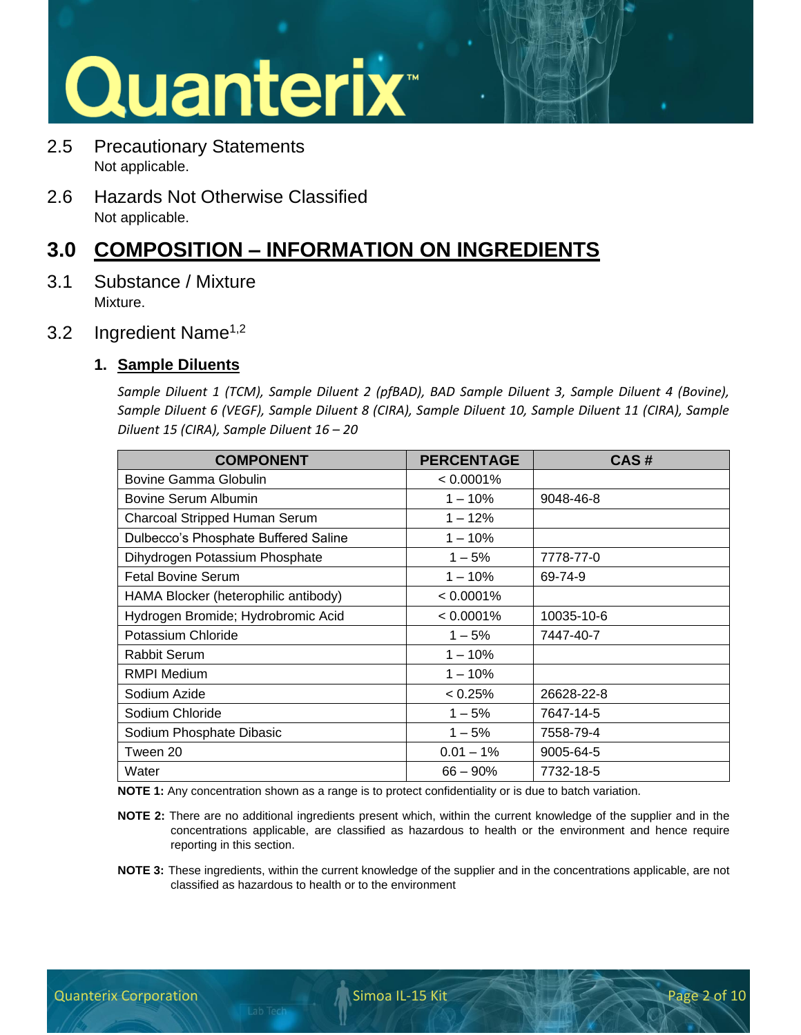## 2.5 Precautionary Statements

Not applicable.

## 2.6 Hazards Not Otherwise Classified

Not applicable.

# 3.0 COMPOSITION – INFORMATION ON INGREDIENTS

## 3.1 Substance / Mixture

Mixture.

## 3.2 Ingredient Name[1,2]

### 1. Sample Diluents

*Sample Diluent 1 (TCM), Sample Diluent 2 (pfBAD), BAD Sample Diluent 3, Sample Diluent 4 (Bovine), Sample Diluent 6 (VEGF), Sample Diluent 8 (CIRA), Sample Diluent 10, Sample Diluent 11 (CIRA), Sample Diluent 15 (CIRA), Sample Diluent 16 – 20*

| COMPONENT | PERCENTAGE | CAS # |
|---|---|---|
| Bovine Gamma Globulin | < 0.0001% | |
| Bovine Serum Albumin | 1 – 10% | 9048-46-8 |
| Charcoal Stripped Human Serum | 1 – 12% | |
| Dulbecco's Phosphate Buffered Saline | 1 – 10% | |
| Dihydrogen Potassium Phosphate | 1 – 5% | 7778-77-0 |
| Fetal Bovine Serum | 1 – 10% | 69-74-9 |
| HAMA Blocker (heterophilic antibody) | < 0.0001% | |
| Hydrogen Bromide; Hydrobromic Acid | < 0.0001% | 10035-10-6 |
| Potassium Chloride | 1 – 5% | 7447-40-7 |
| Rabbit Serum | 1 – 10% | |
| RMPI Medium | 1 – 10% | |
| Sodium Azide | < 0.25% | 26628-22-8 |
| Sodium Chloride | 1 – 5% | 7647-14-5 |
| Sodium Phosphate Dibasic | 1 – 5% | 7558-79-4 |
| Tween 20 | 0.01 – 1% | 9005-64-5 |
| Water | 66 – 90% | 7732-18-5 |

**NOTE 1:** Any concentration shown as a range is to protect confidentiality or is due to batch variation.

**NOTE 2:** There are no additional ingredients present which, within the current knowledge of the supplier and in the concentrations applicable, are classified as hazardous to health or the environment and hence require reporting in this section.

**NOTE 3:** These ingredients, within the current knowledge of the supplier and in the concentrations applicable, are not classified as hazardous to health or to the environment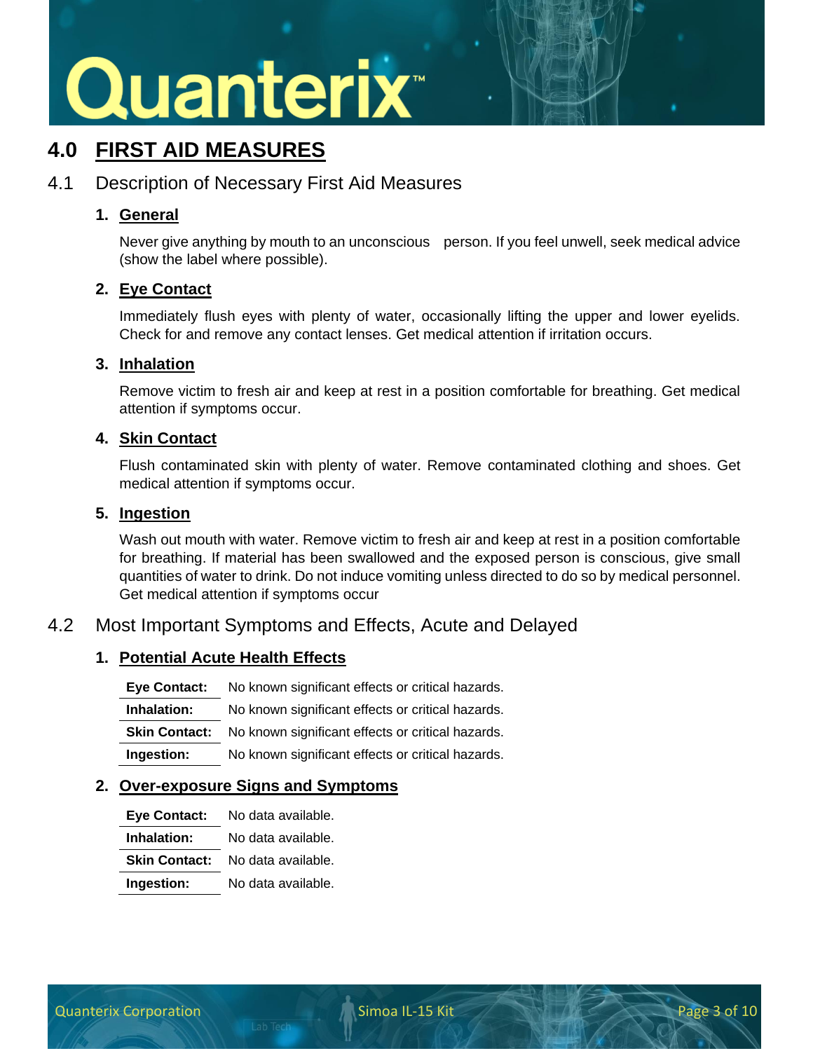## 4.0 FIRST AID MEASURES

### 4.1 Description of Necessary First Aid Measures

**1. General**

Never give anything by mouth to an unconscious person. If you feel unwell, seek medical advice (show the label where possible).

**2. Eye Contact**

Immediately flush eyes with plenty of water, occasionally lifting the upper and lower eyelids. Check for and remove any contact lenses. Get medical attention if irritation occurs.

**3. Inhalation**

Remove victim to fresh air and keep at rest in a position comfortable for breathing. Get medical attention if symptoms occur.

**4. Skin Contact**

Flush contaminated skin with plenty of water. Remove contaminated clothing and shoes. Get medical attention if symptoms occur.

**5. Ingestion**

Wash out mouth with water. Remove victim to fresh air and keep at rest in a position comfortable for breathing. If material has been swallowed and the exposed person is conscious, give small quantities of water to drink. Do not induce vomiting unless directed to do so by medical personnel. Get medical attention if symptoms occur

### 4.2 Most Important Symptoms and Effects, Acute and Delayed

**1. Potential Acute Health Effects**

| | |
|---|---|
| **Eye Contact:** | No known significant effects or critical hazards. |
| **Inhalation:** | No known significant effects or critical hazards. |
| **Skin Contact:** | No known significant effects or critical hazards. |
| **Ingestion:** | No known significant effects or critical hazards. |

**2. Over-exposure Signs and Symptoms**

| | |
|---|---|
| **Eye Contact:** | No data available. |
| **Inhalation:** | No data available. |
| **Skin Contact:** | No data available. |
| **Ingestion:** | No data available. |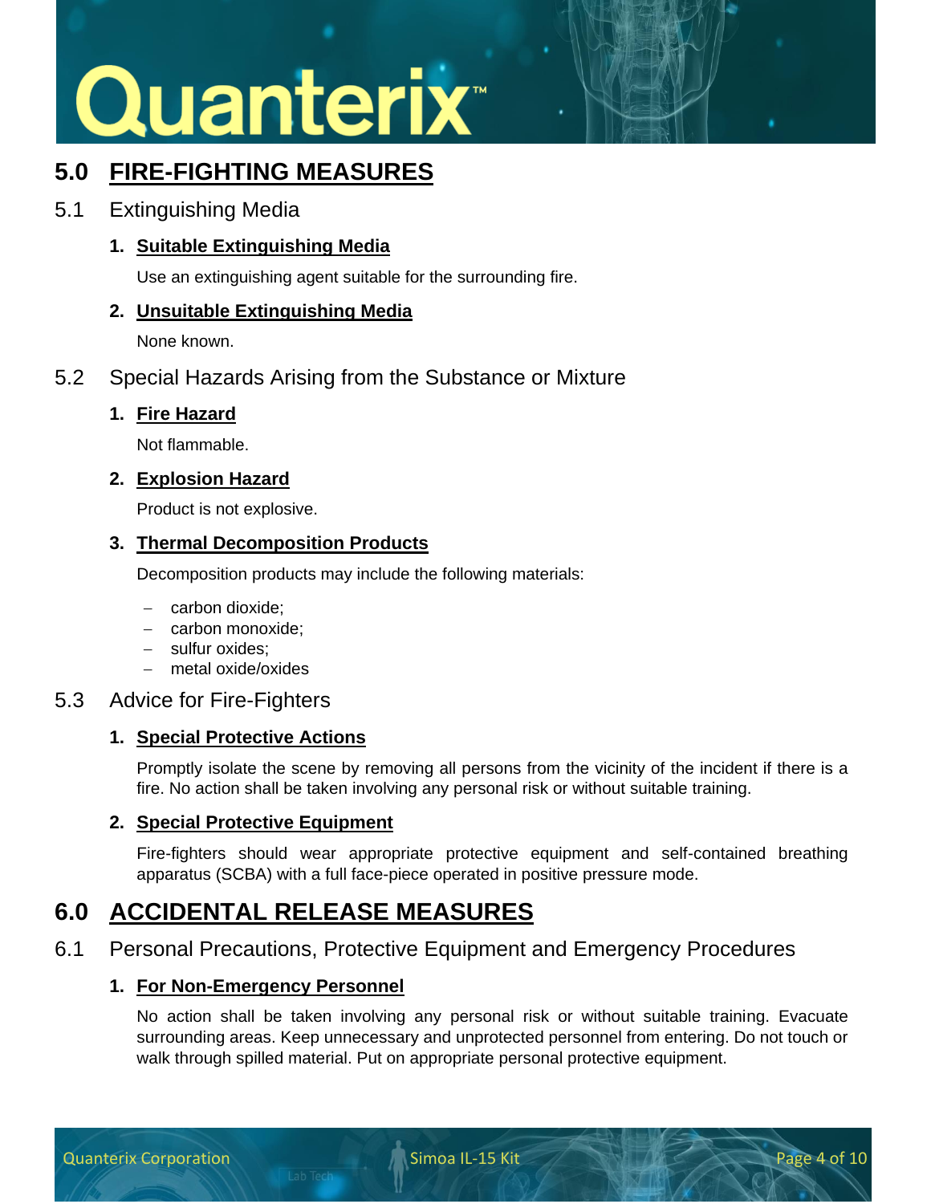## 5.0 FIRE-FIGHTING MEASURES

### 5.1 Extinguishing Media

1. **Suitable Extinguishing Media**

   Use an extinguishing agent suitable for the surrounding fire.

2. **Unsuitable Extinguishing Media**

   None known.

### 5.2 Special Hazards Arising from the Substance or Mixture

1. **Fire Hazard**

   Not flammable.

2. **Explosion Hazard**

   Product is not explosive.

3. **Thermal Decomposition Products**

   Decomposition products may include the following materials:

   - carbon dioxide;
   - carbon monoxide;
   - sulfur oxides;
   - metal oxide/oxides

### 5.3 Advice for Fire-Fighters

1. **Special Protective Actions**

   Promptly isolate the scene by removing all persons from the vicinity of the incident if there is a fire. No action shall be taken involving any personal risk or without suitable training.

2. **Special Protective Equipment**

   Fire-fighters should wear appropriate protective equipment and self-contained breathing apparatus (SCBA) with a full face-piece operated in positive pressure mode.

## 6.0 ACCIDENTAL RELEASE MEASURES

### 6.1 Personal Precautions, Protective Equipment and Emergency Procedures

1. **For Non-Emergency Personnel**

   No action shall be taken involving any personal risk or without suitable training. Evacuate surrounding areas. Keep unnecessary and unprotected personnel from entering. Do not touch or walk through spilled material. Put on appropriate personal protective equipment.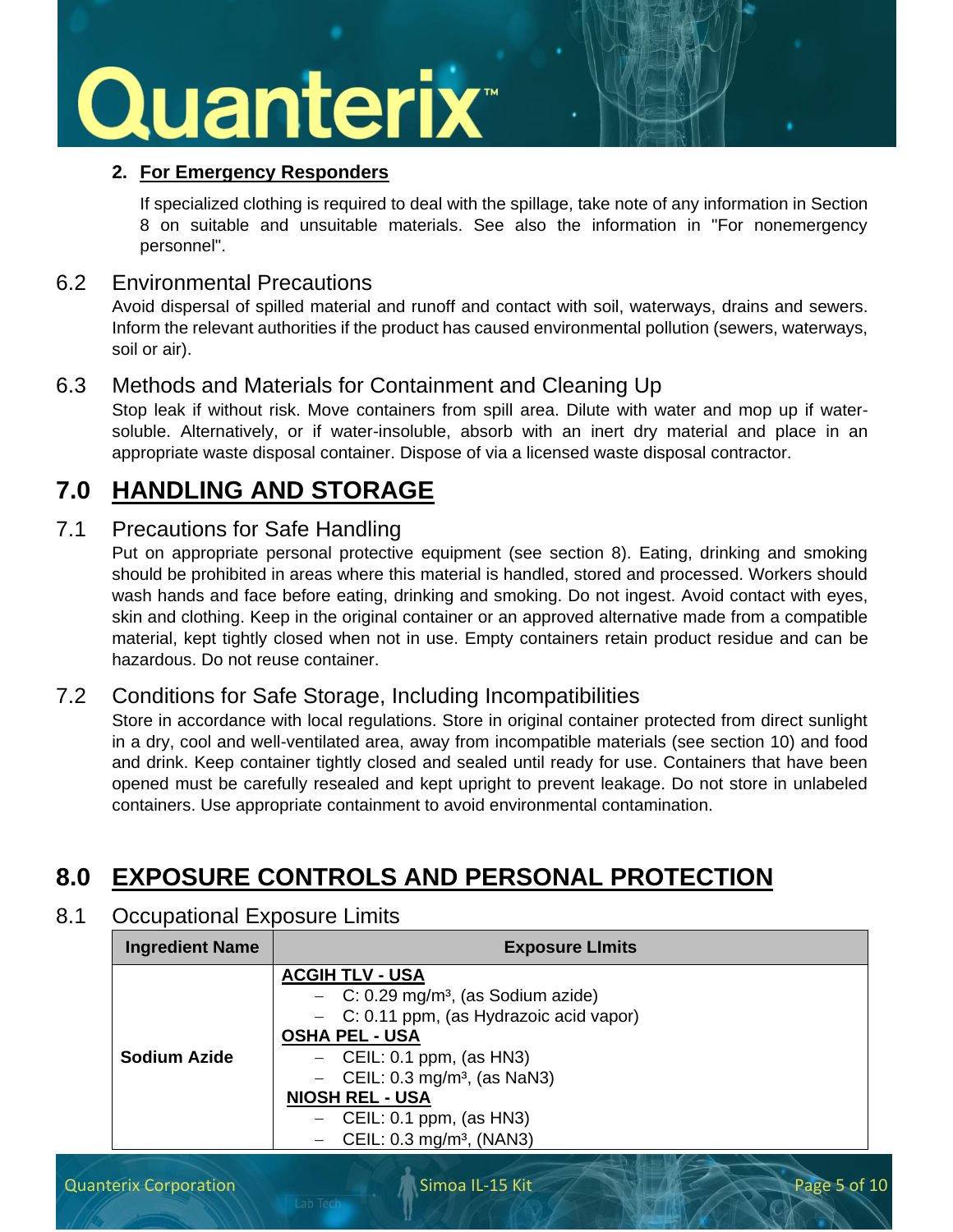2. **For Emergency Responders**

If specialized clothing is required to deal with the spillage, take note of any information in Section 8 on suitable and unsuitable materials. See also the information in "For nonemergency personnel".

### 6.2 Environmental Precautions

Avoid dispersal of spilled material and runoff and contact with soil, waterways, drains and sewers. Inform the relevant authorities if the product has caused environmental pollution (sewers, waterways, soil or air).

### 6.3 Methods and Materials for Containment and Cleaning Up

Stop leak if without risk. Move containers from spill area. Dilute with water and mop up if water-soluble. Alternatively, or if water-insoluble, absorb with an inert dry material and place in an appropriate waste disposal container. Dispose of via a licensed waste disposal contractor.

## 7.0 HANDLING AND STORAGE

### 7.1 Precautions for Safe Handling

Put on appropriate personal protective equipment (see section 8). Eating, drinking and smoking should be prohibited in areas where this material is handled, stored and processed. Workers should wash hands and face before eating, drinking and smoking. Do not ingest. Avoid contact with eyes, skin and clothing. Keep in the original container or an approved alternative made from a compatible material, kept tightly closed when not in use. Empty containers retain product residue and can be hazardous. Do not reuse container.

### 7.2 Conditions for Safe Storage, Including Incompatibilities

Store in accordance with local regulations. Store in original container protected from direct sunlight in a dry, cool and well-ventilated area, away from incompatible materials (see section 10) and food and drink. Keep container tightly closed and sealed until ready for use. Containers that have been opened must be carefully resealed and kept upright to prevent leakage. Do not store in unlabeled containers. Use appropriate containment to avoid environmental contamination.

## 8.0 EXPOSURE CONTROLS AND PERSONAL PROTECTION

### 8.1 Occupational Exposure Limits

| Ingredient Name | Exposure LImits |
|---|---|
| **Sodium Azide** | **ACGIH TLV - USA**<br>– C: 0.29 mg/m³, (as Sodium azide)<br>– C: 0.11 ppm, (as Hydrazoic acid vapor)<br>**OSHA PEL - USA**<br>– CEIL: 0.1 ppm, (as HN3)<br>– CEIL: 0.3 mg/m³, (as NaN3)<br>**NIOSH REL - USA**<br>– CEIL: 0.1 ppm, (as HN3)<br>– CEIL: 0.3 mg/m³, (NAN3) |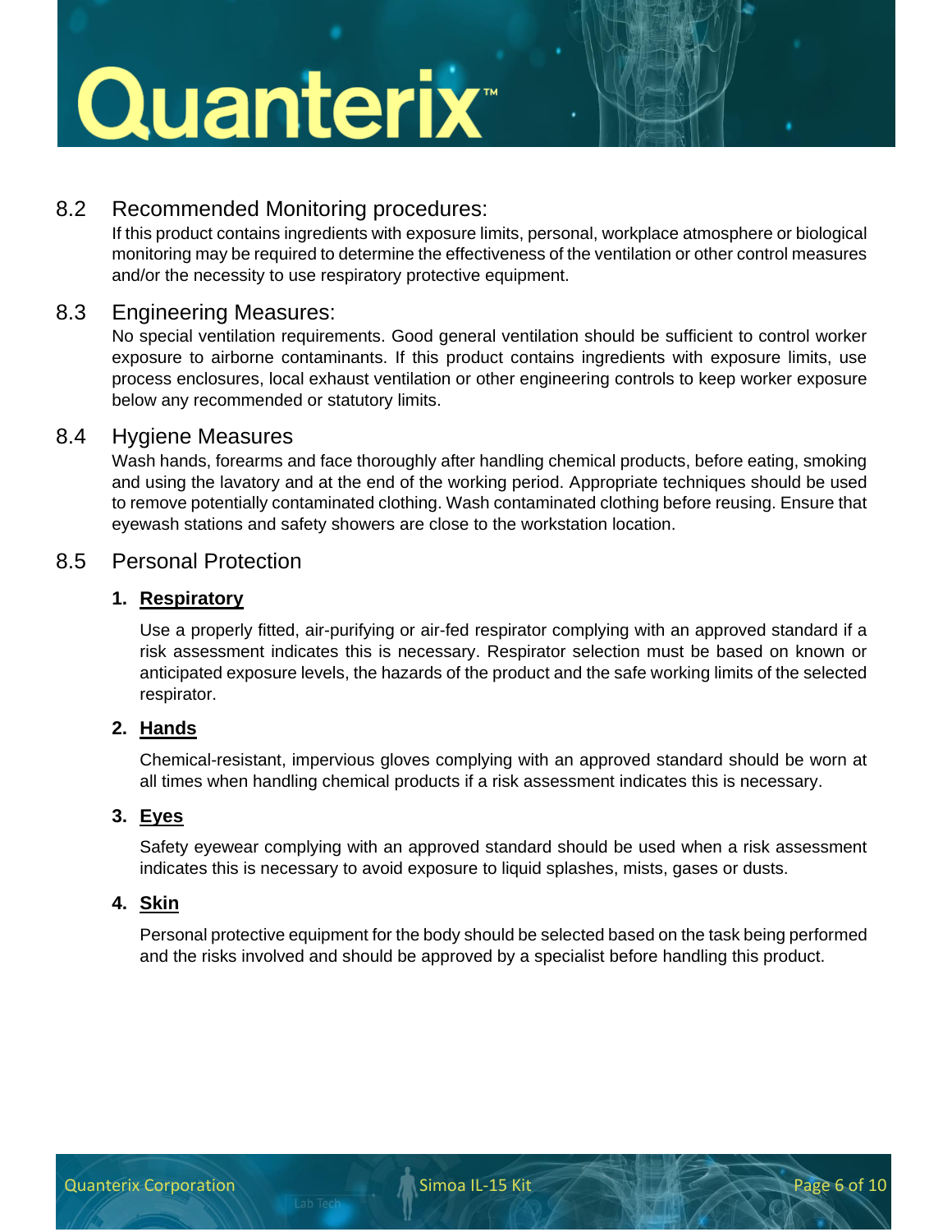## 8.2 Recommended Monitoring procedures:

If this product contains ingredients with exposure limits, personal, workplace atmosphere or biological monitoring may be required to determine the effectiveness of the ventilation or other control measures and/or the necessity to use respiratory protective equipment.

## 8.3 Engineering Measures:

No special ventilation requirements. Good general ventilation should be sufficient to control worker exposure to airborne contaminants. If this product contains ingredients with exposure limits, use process enclosures, local exhaust ventilation or other engineering controls to keep worker exposure below any recommended or statutory limits.

## 8.4 Hygiene Measures

Wash hands, forearms and face thoroughly after handling chemical products, before eating, smoking and using the lavatory and at the end of the working period. Appropriate techniques should be used to remove potentially contaminated clothing. Wash contaminated clothing before reusing. Ensure that eyewash stations and safety showers are close to the workstation location.

## 8.5 Personal Protection

1. **Respiratory**

   Use a properly fitted, air-purifying or air-fed respirator complying with an approved standard if a risk assessment indicates this is necessary. Respirator selection must be based on known or anticipated exposure levels, the hazards of the product and the safe working limits of the selected respirator.

2. **Hands**

   Chemical-resistant, impervious gloves complying with an approved standard should be worn at all times when handling chemical products if a risk assessment indicates this is necessary.

3. **Eyes**

   Safety eyewear complying with an approved standard should be used when a risk assessment indicates this is necessary to avoid exposure to liquid splashes, mists, gases or dusts.

4. **Skin**

   Personal protective equipment for the body should be selected based on the task being performed and the risks involved and should be approved by a specialist before handling this product.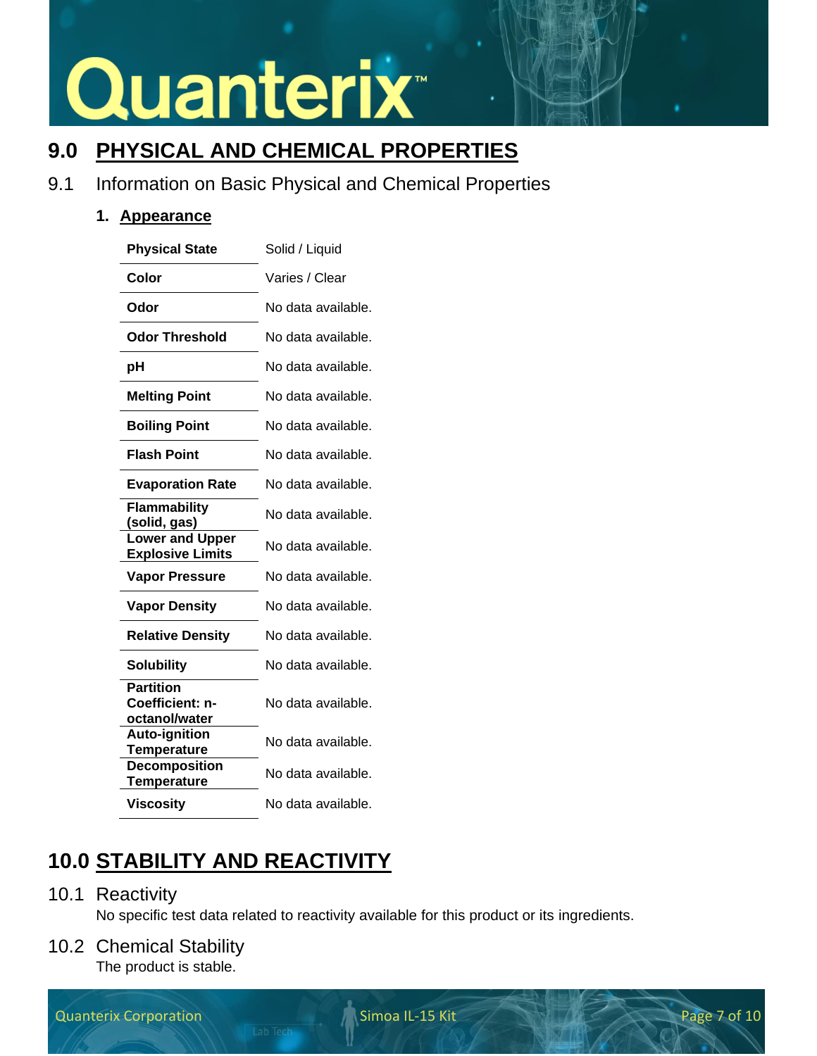## 9.0 PHYSICAL AND CHEMICAL PROPERTIES

### 9.1 Information on Basic Physical and Chemical Properties

**1. Appearance**

| | |
|---|---|
| **Physical State** | Solid / Liquid |
| **Color** | Varies / Clear |
| **Odor** | No data available. |
| **Odor Threshold** | No data available. |
| **pH** | No data available. |
| **Melting Point** | No data available. |
| **Boiling Point** | No data available. |
| **Flash Point** | No data available. |
| **Evaporation Rate** | No data available. |
| **Flammability (solid, gas)** | No data available. |
| **Lower and Upper Explosive Limits** | No data available. |
| **Vapor Pressure** | No data available. |
| **Vapor Density** | No data available. |
| **Relative Density** | No data available. |
| **Solubility** | No data available. |
| **Partition Coefficient: n-octanol/water** | No data available. |
| **Auto-ignition Temperature** | No data available. |
| **Decomposition Temperature** | No data available. |
| **Viscosity** | No data available. |

## 10.0 STABILITY AND REACTIVITY

### 10.1 Reactivity

No specific test data related to reactivity available for this product or its ingredients.

### 10.2 Chemical Stability

The product is stable.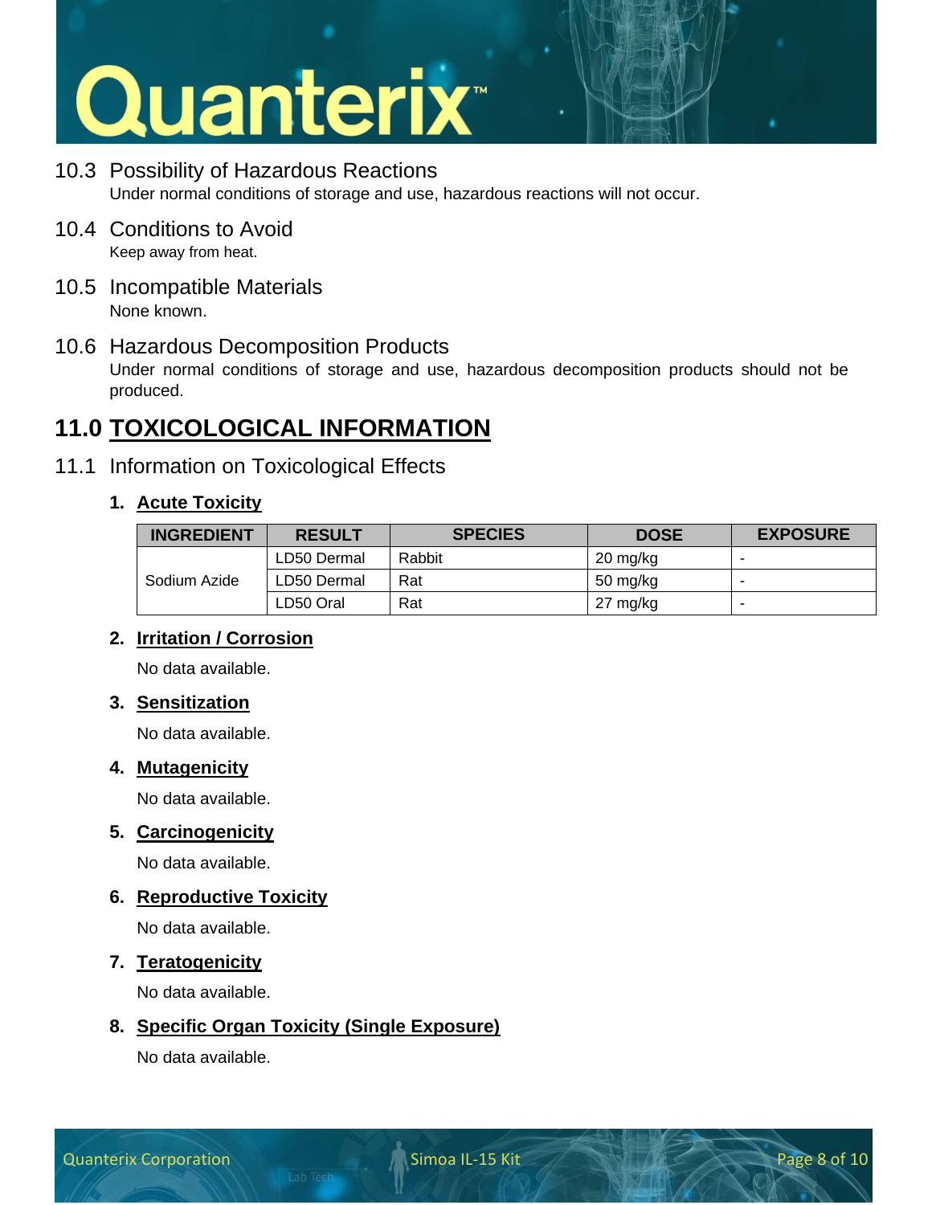## 10.3 Possibility of Hazardous Reactions

Under normal conditions of storage and use, hazardous reactions will not occur.

## 10.4 Conditions to Avoid

Keep away from heat.

## 10.5 Incompatible Materials

None known.

## 10.6 Hazardous Decomposition Products

Under normal conditions of storage and use, hazardous decomposition products should not be produced.

# 11.0 TOXICOLOGICAL INFORMATION

## 11.1 Information on Toxicological Effects

### 1. Acute Toxicity

| INGREDIENT | RESULT | SPECIES | DOSE | EXPOSURE |
|---|---|---|---|---|
| Sodium Azide | LD50 Dermal | Rabbit | 20 mg/kg | - |
| | LD50 Dermal | Rat | 50 mg/kg | - |
| | LD50 Oral | Rat | 27 mg/kg | - |

### 2. Irritation / Corrosion

No data available.

### 3. Sensitization

No data available.

### 4. Mutagenicity

No data available.

### 5. Carcinogenicity

No data available.

### 6. Reproductive Toxicity

No data available.

### 7. Teratogenicity

No data available.

### 8. Specific Organ Toxicity (Single Exposure)

No data available.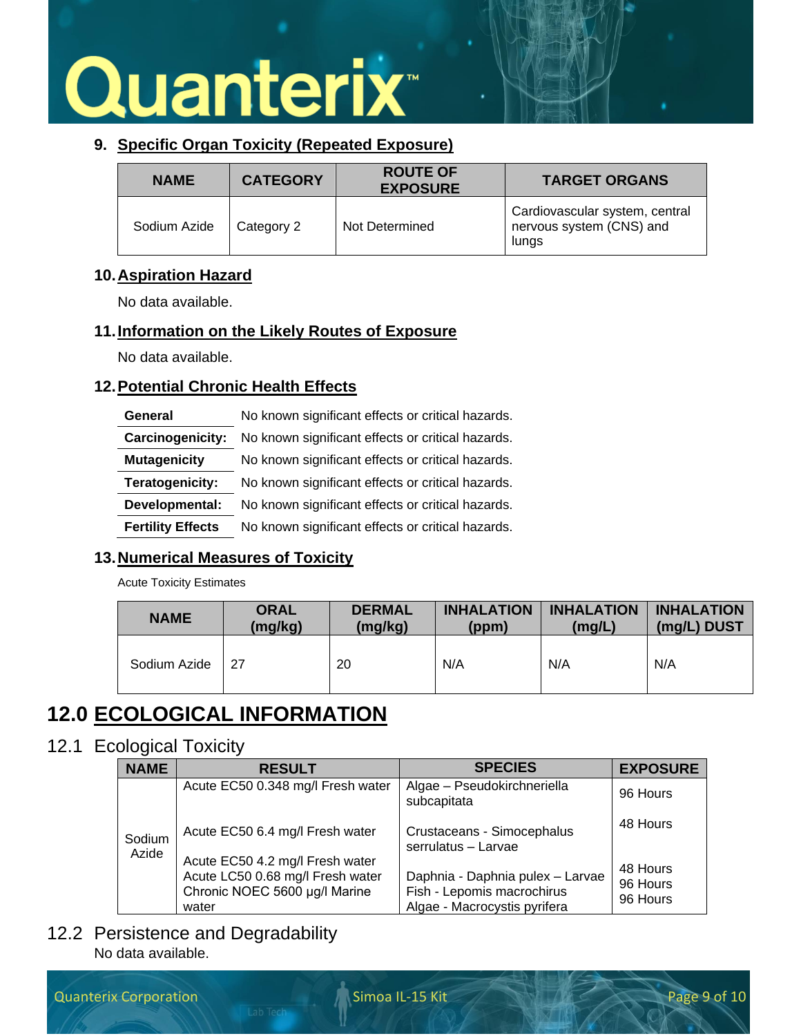### 9. Specific Organ Toxicity (Repeated Exposure)

| NAME | CATEGORY | ROUTE OF EXPOSURE | TARGET ORGANS |
|---|---|---|---|
| Sodium Azide | Category 2 | Not Determined | Cardiovascular system, central nervous system (CNS) and lungs |

### 10. Aspiration Hazard

No data available.

### 11. Information on the Likely Routes of Exposure

No data available.

### 12. Potential Chronic Health Effects

| | |
|---|---|
| **General** | No known significant effects or critical hazards. |
| **Carcinogenicity:** | No known significant effects or critical hazards. |
| **Mutagenicity** | No known significant effects or critical hazards. |
| **Teratogenicity:** | No known significant effects or critical hazards. |
| **Developmental:** | No known significant effects or critical hazards. |
| **Fertility Effects** | No known significant effects or critical hazards. |

### 13. Numerical Measures of Toxicity

Acute Toxicity Estimates

| NAME | ORAL (mg/kg) | DERMAL (mg/kg) | INHALATION (ppm) | INHALATION (mg/L) | INHALATION (mg/L) DUST |
|---|---|---|---|---|---|
| Sodium Azide | 27 | 20 | N/A | N/A | N/A |

# 12.0 ECOLOGICAL INFORMATION

## 12.1 Ecological Toxicity

| NAME | RESULT | SPECIES | EXPOSURE |
|---|---|---|---|
| Sodium Azide | Acute EC50 0.348 mg/l Fresh water | Algae – Pseudokirchneriella subcapitata | 96 Hours |
| | Acute EC50 6.4 mg/l Fresh water | Crustaceans - Simocephalus serrulatus – Larvae | 48 Hours |
| | Acute EC50 4.2 mg/l Fresh water | Daphnia - Daphnia pulex – Larvae | 48 Hours |
| | Acute LC50 0.68 mg/l Fresh water | Fish - Lepomis macrochirus | 96 Hours |
| | Chronic NOEC 5600 µg/l Marine water | Algae - Macrocystis pyrifera | 96 Hours |

## 12.2 Persistence and Degradability

No data available.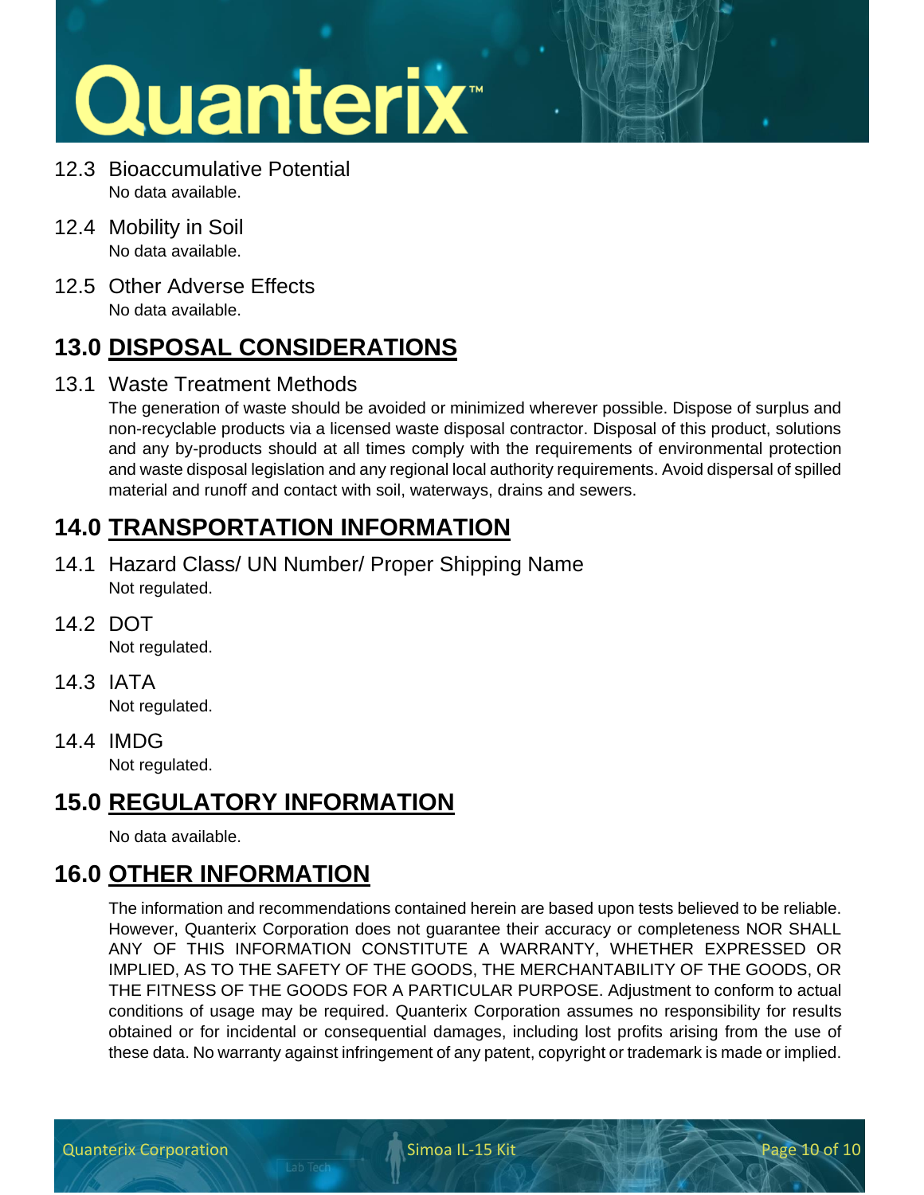### 12.3 Bioaccumulative Potential

No data available.

### 12.4 Mobility in Soil

No data available.

### 12.5 Other Adverse Effects

No data available.

## 13.0 DISPOSAL CONSIDERATIONS

### 13.1 Waste Treatment Methods

The generation of waste should be avoided or minimized wherever possible. Dispose of surplus and non-recyclable products via a licensed waste disposal contractor. Disposal of this product, solutions and any by-products should at all times comply with the requirements of environmental protection and waste disposal legislation and any regional local authority requirements. Avoid dispersal of spilled material and runoff and contact with soil, waterways, drains and sewers.

## 14.0 TRANSPORTATION INFORMATION

### 14.1 Hazard Class/ UN Number/ Proper Shipping Name

Not regulated.

### 14.2 DOT

Not regulated.

### 14.3 IATA

Not regulated.

### 14.4 IMDG

Not regulated.

## 15.0 REGULATORY INFORMATION

No data available.

## 16.0 OTHER INFORMATION

The information and recommendations contained herein are based upon tests believed to be reliable. However, Quanterix Corporation does not guarantee their accuracy or completeness NOR SHALL ANY OF THIS INFORMATION CONSTITUTE A WARRANTY, WHETHER EXPRESSED OR IMPLIED, AS TO THE SAFETY OF THE GOODS, THE MERCHANTABILITY OF THE GOODS, OR THE FITNESS OF THE GOODS FOR A PARTICULAR PURPOSE. Adjustment to conform to actual conditions of usage may be required. Quanterix Corporation assumes no responsibility for results obtained or for incidental or consequential damages, including lost profits arising from the use of these data. No warranty against infringement of any patent, copyright or trademark is made or implied.